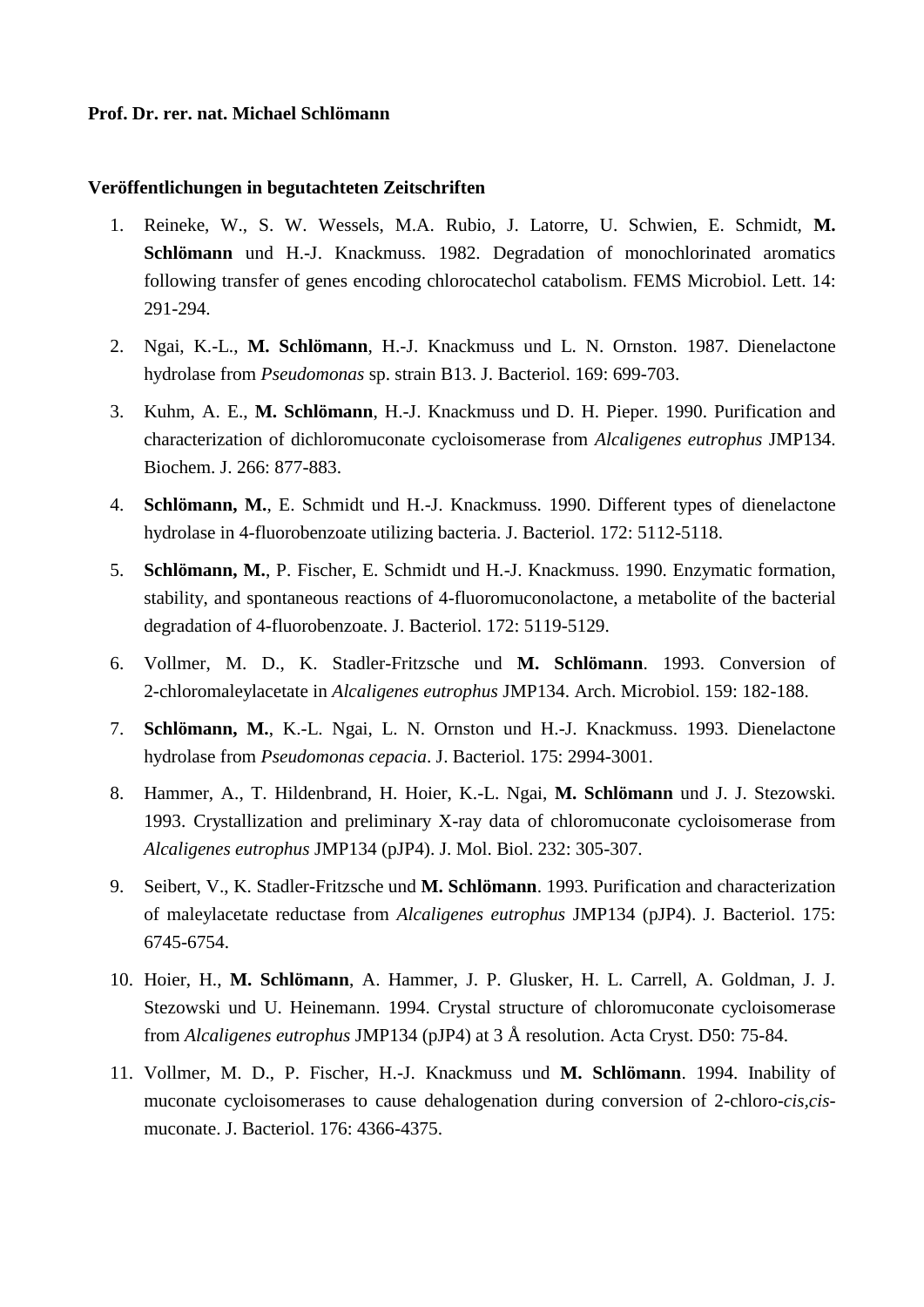**Prof. Dr. rer. nat. Michael Schlömann**

**Veröffentlichungen in begutachteten Zeitschriften**

1. Reineke, W., S. W. Wessels, M.A. Rubio, J. Latorre, U. Schwien, E. Schmidt, **M. Schlömann** und H.-J. Knackmuss. 1982. Degradation of monochlorinated aromatics following transfer of genes encoding chlorocatechol catabolism. FEMS Microbiol. Lett. 14: 291-294.
2. Ngai, K.-L., **M. Schlömann**, H.-J. Knackmuss und L. N. Ornston. 1987. Dienelactone hydrolase from *Pseudomonas* sp. strain B13. J. Bacteriol. 169: 699-703.
3. Kuhm, A. E., **M. Schlömann**, H.-J. Knackmuss und D. H. Pieper. 1990. Purification and characterization of dichloromuconate cycloisomerase from *Alcaligenes eutrophus* JMP134. Biochem. J. 266: 877-883.
4. **Schlömann, M.**, E. Schmidt und H.-J. Knackmuss. 1990. Different types of dienelactone hydrolase in 4-fluorobenzoate utilizing bacteria. J. Bacteriol. 172: 5112-5118.
5. **Schlömann, M.**, P. Fischer, E. Schmidt und H.-J. Knackmuss. 1990. Enzymatic formation, stability, and spontaneous reactions of 4-fluoromuconolactone, a metabolite of the bacterial degradation of 4-fluorobenzoate. J. Bacteriol. 172: 5119-5129.
6. Vollmer, M. D., K. Stadler-Fritzsche und **M. Schlömann**. 1993. Conversion of 2-chloromaleylacetate in *Alcaligenes eutrophus* JMP134. Arch. Microbiol. 159: 182-188.
7. **Schlömann, M.**, K.-L. Ngai, L. N. Ornston und H.-J. Knackmuss. 1993. Dienelactone hydrolase from *Pseudomonas cepacia*. J. Bacteriol. 175: 2994-3001.
8. Hammer, A., T. Hildenbrand, H. Hoier, K.-L. Ngai, **M. Schlömann** und J. J. Stezowski. 1993. Crystallization and preliminary X-ray data of chloromuconate cycloisomerase from *Alcaligenes eutrophus* JMP134 (pJP4). J. Mol. Biol. 232: 305-307.
9. Seibert, V., K. Stadler-Fritzsche und **M. Schlömann**. 1993. Purification and characterization of maleylacetate reductase from *Alcaligenes eutrophus* JMP134 (pJP4). J. Bacteriol. 175: 6745-6754.
10. Hoier, H., **M. Schlömann**, A. Hammer, J. P. Glusker, H. L. Carrell, A. Goldman, J. J. Stezowski und U. Heinemann. 1994. Crystal structure of chloromuconate cycloisomerase from *Alcaligenes eutrophus* JMP134 (pJP4) at 3 Å resolution. Acta Cryst. D50: 75-84.
11. Vollmer, M. D., P. Fischer, H.-J. Knackmuss und **M. Schlömann**. 1994. Inability of muconate cycloisomerases to cause dehalogenation during conversion of 2-chloro-*cis,cis*-muconate. J. Bacteriol. 176: 4366-4375.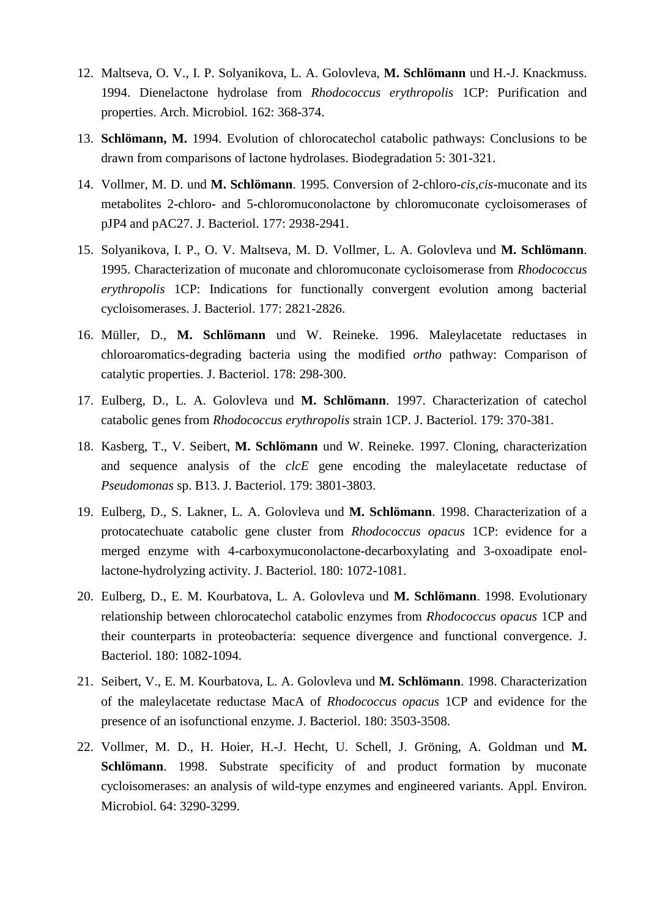12. Maltseva, O. V., I. P. Solyanikova, L. A. Golovleva, **M. Schlömann** und H.-J. Knackmuss. 1994. Dienelactone hydrolase from *Rhodococcus erythropolis* 1CP: Purification and properties. Arch. Microbiol. 162: 368-374.

13. **Schlömann, M.** 1994. Evolution of chlorocatechol catabolic pathways: Conclusions to be drawn from comparisons of lactone hydrolases. Biodegradation 5: 301-321.

14. Vollmer, M. D. und **M. Schlömann**. 1995. Conversion of 2-chloro-*cis,cis*-muconate and its metabolites 2-chloro- and 5-chloromuconolactone by chloromuconate cycloisomerases of pJP4 and pAC27. J. Bacteriol. 177: 2938-2941.

15. Solyanikova, I. P., O. V. Maltseva, M. D. Vollmer, L. A. Golovleva und **M. Schlömann**. 1995. Characterization of muconate and chloromuconate cycloisomerase from *Rhodococcus erythropolis* 1CP: Indications for functionally convergent evolution among bacterial cycloisomerases. J. Bacteriol. 177: 2821-2826.

16. Müller, D., **M. Schlömann** und W. Reineke. 1996. Maleylacetate reductases in chloroaromatics-degrading bacteria using the modified *ortho* pathway: Comparison of catalytic properties. J. Bacteriol. 178: 298-300.

17. Eulberg, D., L. A. Golovleva und **M. Schlömann**. 1997. Characterization of catechol catabolic genes from *Rhodococcus erythropolis* strain 1CP. J. Bacteriol. 179: 370-381.

18. Kasberg, T., V. Seibert, **M. Schlömann** und W. Reineke. 1997. Cloning, characterization and sequence analysis of the *clcE* gene encoding the maleylacetate reductase of *Pseudomonas* sp. B13. J. Bacteriol. 179: 3801-3803.

19. Eulberg, D., S. Lakner, L. A. Golovleva und **M. Schlömann**. 1998. Characterization of a protocatechuate catabolic gene cluster from *Rhodococcus opacus* 1CP: evidence for a merged enzyme with 4-carboxymuconolactone-decarboxylating and 3-oxoadipate enol-lactone-hydrolyzing activity. J. Bacteriol. 180: 1072-1081.

20. Eulberg, D., E. M. Kourbatova, L. A. Golovleva und **M. Schlömann**. 1998. Evolutionary relationship between chlorocatechol catabolic enzymes from *Rhodococcus opacus* 1CP and their counterparts in proteobacteria: sequence divergence and functional convergence. J. Bacteriol. 180: 1082-1094.

21. Seibert, V., E. M. Kourbatova, L. A. Golovleva und **M. Schlömann**. 1998. Characterization of the maleylacetate reductase MacA of *Rhodococcus opacus* 1CP and evidence for the presence of an isofunctional enzyme. J. Bacteriol. 180: 3503-3508.

22. Vollmer, M. D., H. Hoier, H.-J. Hecht, U. Schell, J. Gröning, A. Goldman und **M. Schlömann**. 1998. Substrate specificity of and product formation by muconate cycloisomerases: an analysis of wild-type enzymes and engineered variants. Appl. Environ. Microbiol. 64: 3290-3299.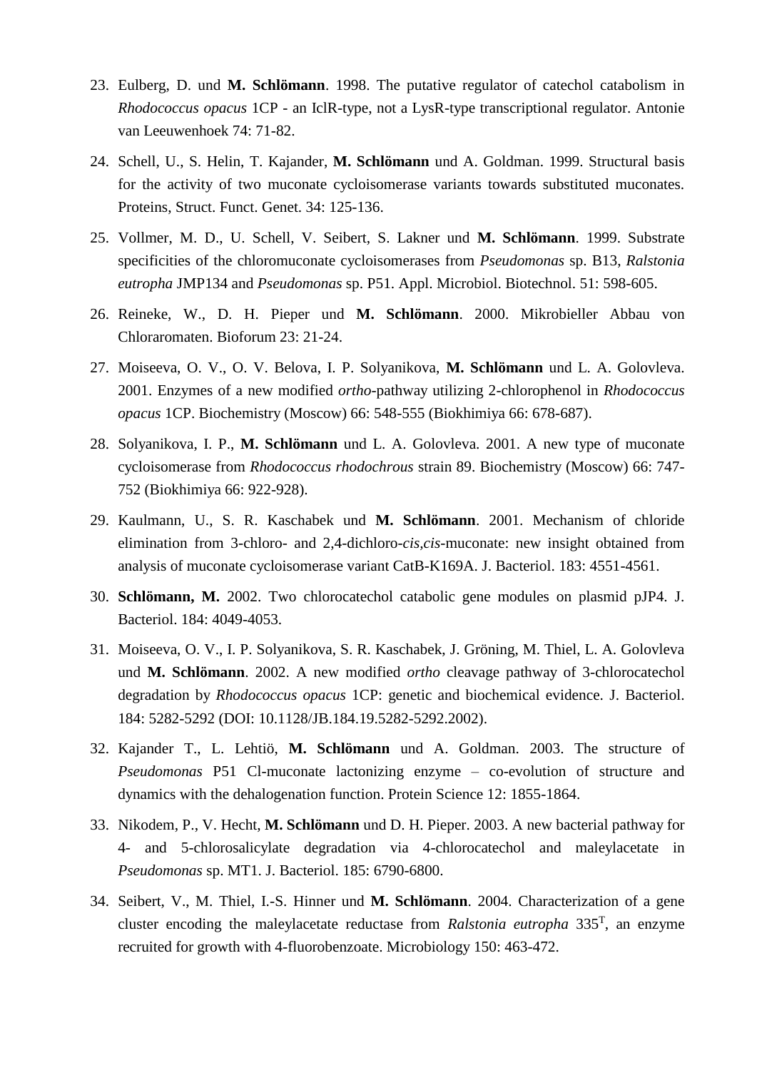23. Eulberg, D. und **M. Schlömann**. 1998. The putative regulator of catechol catabolism in *Rhodococcus opacus* 1CP - an IclR-type, not a LysR-type transcriptional regulator. Antonie van Leeuwenhoek 74: 71-82.
24. Schell, U., S. Helin, T. Kajander, **M. Schlömann** und A. Goldman. 1999. Structural basis for the activity of two muconate cycloisomerase variants towards substituted muconates. Proteins, Struct. Funct. Genet. 34: 125-136.
25. Vollmer, M. D., U. Schell, V. Seibert, S. Lakner und **M. Schlömann**. 1999. Substrate specificities of the chloromuconate cycloisomerases from *Pseudomonas* sp. B13, *Ralstonia eutropha* JMP134 and *Pseudomonas* sp. P51. Appl. Microbiol. Biotechnol. 51: 598-605.
26. Reineke, W., D. H. Pieper und **M. Schlömann**. 2000. Mikrobieller Abbau von Chloraromaten. Bioforum 23: 21-24.
27. Moiseeva, O. V., O. V. Belova, I. P. Solyanikova, **M. Schlömann** und L. A. Golovleva. 2001. Enzymes of a new modified *ortho*-pathway utilizing 2-chlorophenol in *Rhodococcus opacus* 1CP. Biochemistry (Moscow) 66: 548-555 (Biokhimiya 66: 678-687).
28. Solyanikova, I. P., **M. Schlömann** und L. A. Golovleva. 2001. A new type of muconate cycloisomerase from *Rhodococcus rhodochrous* strain 89. Biochemistry (Moscow) 66: 747-752 (Biokhimiya 66: 922-928).
29. Kaulmann, U., S. R. Kaschabek und **M. Schlömann**. 2001. Mechanism of chloride elimination from 3-chloro- and 2,4-dichloro-*cis,cis*-muconate: new insight obtained from analysis of muconate cycloisomerase variant CatB-K169A. J. Bacteriol. 183: 4551-4561.
30. **Schlömann, M.** 2002. Two chlorocatechol catabolic gene modules on plasmid pJP4. J. Bacteriol. 184: 4049-4053.
31. Moiseeva, O. V., I. P. Solyanikova, S. R. Kaschabek, J. Gröning, M. Thiel, L. A. Golovleva und **M. Schlömann**. 2002. A new modified *ortho* cleavage pathway of 3-chlorocatechol degradation by *Rhodococcus opacus* 1CP: genetic and biochemical evidence. J. Bacteriol. 184: 5282-5292 (DOI: 10.1128/JB.184.19.5282-5292.2002).
32. Kajander T., L. Lehtiö, **M. Schlömann** und A. Goldman. 2003. The structure of *Pseudomonas* P51 Cl-muconate lactonizing enzyme – co-evolution of structure and dynamics with the dehalogenation function. Protein Science 12: 1855-1864.
33. Nikodem, P., V. Hecht, **M. Schlömann** und D. H. Pieper. 2003. A new bacterial pathway for 4- and 5-chlorosalicylate degradation via 4-chlorocatechol and maleylacetate in *Pseudomonas* sp. MT1. J. Bacteriol. 185: 6790-6800.
34. Seibert, V., M. Thiel, I.-S. Hinner und **M. Schlömann**. 2004. Characterization of a gene cluster encoding the maleylacetate reductase from *Ralstonia eutropha* $335^T$, an enzyme recruited for growth with 4-fluorobenzoate. Microbiology 150: 463-472.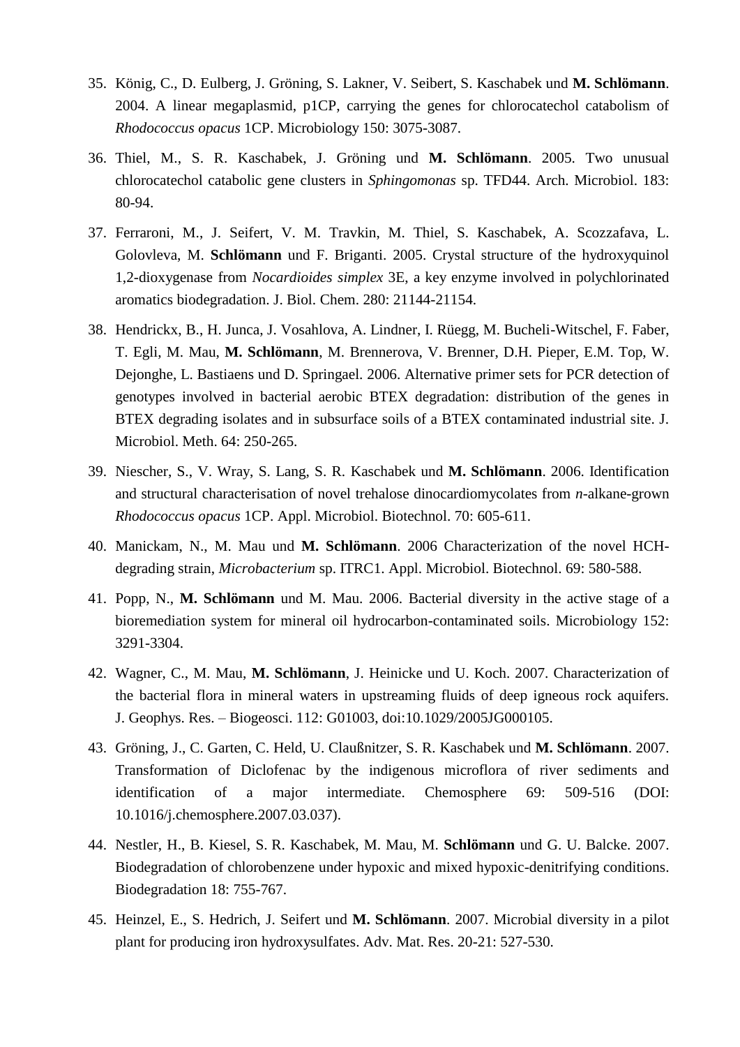35. König, C., D. Eulberg, J. Gröning, S. Lakner, V. Seibert, S. Kaschabek und **M. Schlömann**. 2004. A linear megaplasmid, p1CP, carrying the genes for chlorocatechol catabolism of *Rhodococcus opacus* 1CP. Microbiology 150: 3075-3087.

36. Thiel, M., S. R. Kaschabek, J. Gröning und **M. Schlömann**. 2005. Two unusual chlorocatechol catabolic gene clusters in *Sphingomonas* sp. TFD44. Arch. Microbiol. 183: 80-94.

37. Ferraroni, M., J. Seifert, V. M. Travkin, M. Thiel, S. Kaschabek, A. Scozzafava, L. Golovleva, M. **Schlömann** und F. Briganti. 2005. Crystal structure of the hydroxyquinol 1,2-dioxygenase from *Nocardioides simplex* 3E, a key enzyme involved in polychlorinated aromatics biodegradation. J. Biol. Chem. 280: 21144-21154.

38. Hendrickx, B., H. Junca, J. Vosahlova, A. Lindner, I. Rüegg, M. Bucheli-Witschel, F. Faber, T. Egli, M. Mau, **M. Schlömann**, M. Brennerova, V. Brenner, D.H. Pieper, E.M. Top, W. Dejonghe, L. Bastiaens und D. Springael. 2006. Alternative primer sets for PCR detection of genotypes involved in bacterial aerobic BTEX degradation: distribution of the genes in BTEX degrading isolates and in subsurface soils of a BTEX contaminated industrial site. J. Microbiol. Meth. 64: 250-265.

39. Niescher, S., V. Wray, S. Lang, S. R. Kaschabek und **M. Schlömann**. 2006. Identification and structural characterisation of novel trehalose dinocardiomycolates from *n*-alkane-grown *Rhodococcus opacus* 1CP. Appl. Microbiol. Biotechnol. 70: 605-611.

40. Manickam, N., M. Mau und **M. Schlömann**. 2006 Characterization of the novel HCH-degrading strain, *Microbacterium* sp. ITRC1. Appl. Microbiol. Biotechnol. 69: 580-588.

41. Popp, N., **M. Schlömann** und M. Mau. 2006. Bacterial diversity in the active stage of a bioremediation system for mineral oil hydrocarbon-contaminated soils. Microbiology 152: 3291-3304.

42. Wagner, C., M. Mau, **M. Schlömann**, J. Heinicke und U. Koch. 2007. Characterization of the bacterial flora in mineral waters in upstreaming fluids of deep igneous rock aquifers. J. Geophys. Res. – Biogeosci. 112: G01003, doi:10.1029/2005JG000105.

43. Gröning, J., C. Garten, C. Held, U. Claußnitzer, S. R. Kaschabek und **M. Schlömann**. 2007. Transformation of Diclofenac by the indigenous microflora of river sediments and identification of a major intermediate. Chemosphere 69: 509-516 (DOI: 10.1016/j.chemosphere.2007.03.037).

44. Nestler, H., B. Kiesel, S. R. Kaschabek, M. Mau, M. **Schlömann** und G. U. Balcke. 2007. Biodegradation of chlorobenzene under hypoxic and mixed hypoxic-denitrifying conditions. Biodegradation 18: 755-767.

45. Heinzel, E., S. Hedrich, J. Seifert und **M. Schlömann**. 2007. Microbial diversity in a pilot plant for producing iron hydroxysulfates. Adv. Mat. Res. 20-21: 527-530.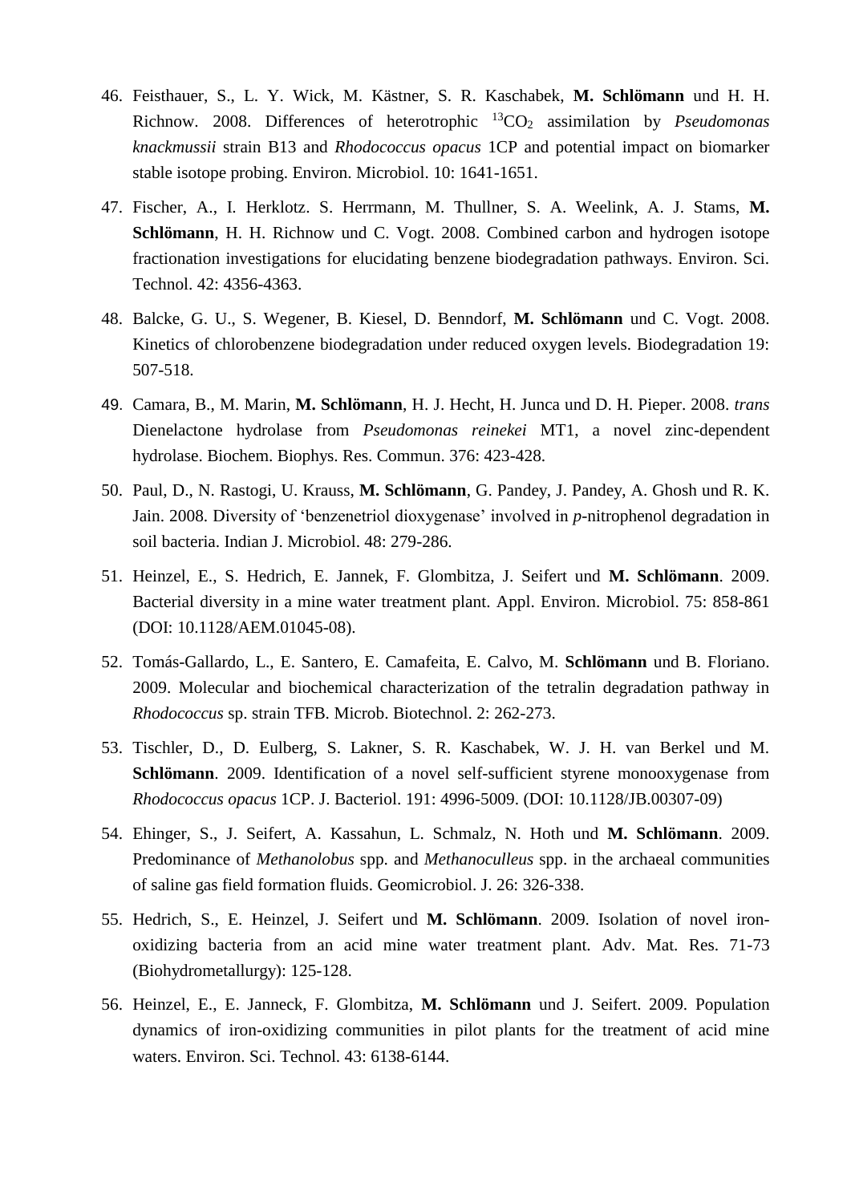46. Feisthauer, S., L. Y. Wick, M. Kästner, S. R. Kaschabek, **M. Schlömann** und H. H. Richnow. 2008. Differences of heterotrophic $^{13}CO_2$ assimilation by *Pseudomonas knackmussii* strain B13 and *Rhodococcus opacus* 1CP and potential impact on biomarker stable isotope probing. Environ. Microbiol. 10: 1641-1651.

47. Fischer, A., I. Herklotz. S. Herrmann, M. Thullner, S. A. Weelink, A. J. Stams, **M. Schlömann**, H. H. Richnow und C. Vogt. 2008. Combined carbon and hydrogen isotope fractionation investigations for elucidating benzene biodegradation pathways. Environ. Sci. Technol. 42: 4356-4363.

48. Balcke, G. U., S. Wegener, B. Kiesel, D. Benndorf, **M. Schlömann** und C. Vogt. 2008. Kinetics of chlorobenzene biodegradation under reduced oxygen levels. Biodegradation 19: 507-518.

49. Camara, B., M. Marin, **M. Schlömann**, H. J. Hecht, H. Junca und D. H. Pieper. 2008. *trans* Dienelactone hydrolase from *Pseudomonas reinekei* MT1, a novel zinc-dependent hydrolase. Biochem. Biophys. Res. Commun. 376: 423-428.

50. Paul, D., N. Rastogi, U. Krauss, **M. Schlömann**, G. Pandey, J. Pandey, A. Ghosh und R. K. Jain. 2008. Diversity of 'benzenetriol dioxygenase' involved in *p*-nitrophenol degradation in soil bacteria. Indian J. Microbiol. 48: 279-286.

51. Heinzel, E., S. Hedrich, E. Jannek, F. Glombitza, J. Seifert und **M. Schlömann**. 2009. Bacterial diversity in a mine water treatment plant. Appl. Environ. Microbiol. 75: 858-861 (DOI: 10.1128/AEM.01045-08).

52. Tomás-Gallardo, L., E. Santero, E. Camafeita, E. Calvo, M. **Schlömann** und B. Floriano. 2009. Molecular and biochemical characterization of the tetralin degradation pathway in *Rhodococcus* sp. strain TFB. Microb. Biotechnol. 2: 262-273.

53. Tischler, D., D. Eulberg, S. Lakner, S. R. Kaschabek, W. J. H. van Berkel und M. **Schlömann**. 2009. Identification of a novel self-sufficient styrene monooxygenase from *Rhodococcus opacus* 1CP. J. Bacteriol. 191: 4996-5009. (DOI: 10.1128/JB.00307-09)

54. Ehinger, S., J. Seifert, A. Kassahun, L. Schmalz, N. Hoth und **M. Schlömann**. 2009. Predominance of *Methanolobus* spp. and *Methanoculleus* spp. in the archaeal communities of saline gas field formation fluids. Geomicrobiol. J. 26: 326-338.

55. Hedrich, S., E. Heinzel, J. Seifert und **M. Schlömann**. 2009. Isolation of novel iron-oxidizing bacteria from an acid mine water treatment plant. Adv. Mat. Res. 71-73 (Biohydrometallurgy): 125-128.

56. Heinzel, E., E. Janneck, F. Glombitza, **M. Schlömann** und J. Seifert. 2009. Population dynamics of iron-oxidizing communities in pilot plants for the treatment of acid mine waters. Environ. Sci. Technol. 43: 6138-6144.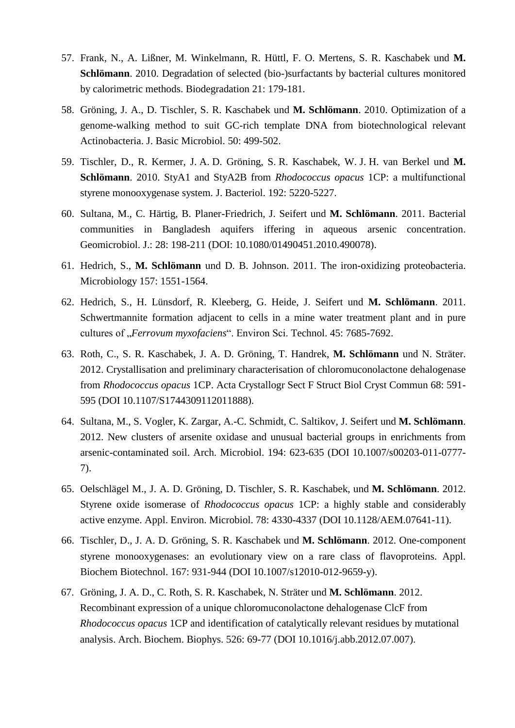57. Frank, N., A. Lißner, M. Winkelmann, R. Hüttl, F. O. Mertens, S. R. Kaschabek und **M. Schlömann**. 2010. Degradation of selected (bio-)surfactants by bacterial cultures monitored by calorimetric methods. Biodegradation 21: 179-181.

58. Gröning, J. A., D. Tischler, S. R. Kaschabek und **M. Schlömann**. 2010. Optimization of a genome-walking method to suit GC-rich template DNA from biotechnological relevant Actinobacteria. J. Basic Microbiol. 50: 499-502.

59. Tischler, D., R. Kermer, J. A. D. Gröning, S. R. Kaschabek, W. J. H. van Berkel und **M. Schlömann**. 2010. StyA1 and StyA2B from *Rhodococcus opacus* 1CP: a multifunctional styrene monooxygenase system. J. Bacteriol. 192: 5220-5227.

60. Sultana, M., C. Härtig, B. Planer-Friedrich, J. Seifert und **M. Schlömann**. 2011. Bacterial communities in Bangladesh aquifers iffering in aqueous arsenic concentration. Geomicrobiol. J.: 28: 198-211 (DOI: 10.1080/01490451.2010.490078).

61. Hedrich, S., **M. Schlömann** und D. B. Johnson. 2011. The iron-oxidizing proteobacteria. Microbiology 157: 1551-1564.

62. Hedrich, S., H. Lünsdorf, R. Kleeberg, G. Heide, J. Seifert und **M. Schlömann**. 2011. Schwertmannite formation adjacent to cells in a mine water treatment plant and in pure cultures of „*Ferrovum myxofaciens*“. Environ Sci. Technol. 45: 7685-7692.

63. Roth, C., S. R. Kaschabek, J. A. D. Gröning, T. Handrek, **M. Schlömann** und N. Sträter. 2012. Crystallisation and preliminary characterisation of chloromuconolactone dehalogenase from *Rhodococcus opacus* 1CP. Acta Crystallogr Sect F Struct Biol Cryst Commun 68: 591-595 (DOI 10.1107/S1744309112011888).

64. Sultana, M., S. Vogler, K. Zargar, A.-C. Schmidt, C. Saltikov, J. Seifert und **M. Schlömann**. 2012. New clusters of arsenite oxidase and unusual bacterial groups in enrichments from arsenic-contaminated soil. Arch. Microbiol. 194: 623-635 (DOI 10.1007/s00203-011-0777-7).

65. Oelschlägel M., J. A. D. Gröning, D. Tischler, S. R. Kaschabek, und **M. Schlömann**. 2012. Styrene oxide isomerase of *Rhodococcus opacus* 1CP: a highly stable and considerably active enzyme. Appl. Environ. Microbiol. 78: 4330-4337 (DOI 10.1128/AEM.07641-11).

66. Tischler, D., J. A. D. Gröning, S. R. Kaschabek und **M. Schlömann**. 2012. One-component styrene monooxygenases: an evolutionary view on a rare class of flavoproteins. Appl. Biochem Biotechnol. 167: 931-944 (DOI 10.1007/s12010-012-9659-y).

67. Gröning, J. A. D., C. Roth, S. R. Kaschabek, N. Sträter und **M. Schlömann**. 2012. Recombinant expression of a unique chloromuconolactone dehalogenase ClcF from *Rhodococcus opacus* 1CP and identification of catalytically relevant residues by mutational analysis. Arch. Biochem. Biophys. 526: 69-77 (DOI 10.1016/j.abb.2012.07.007).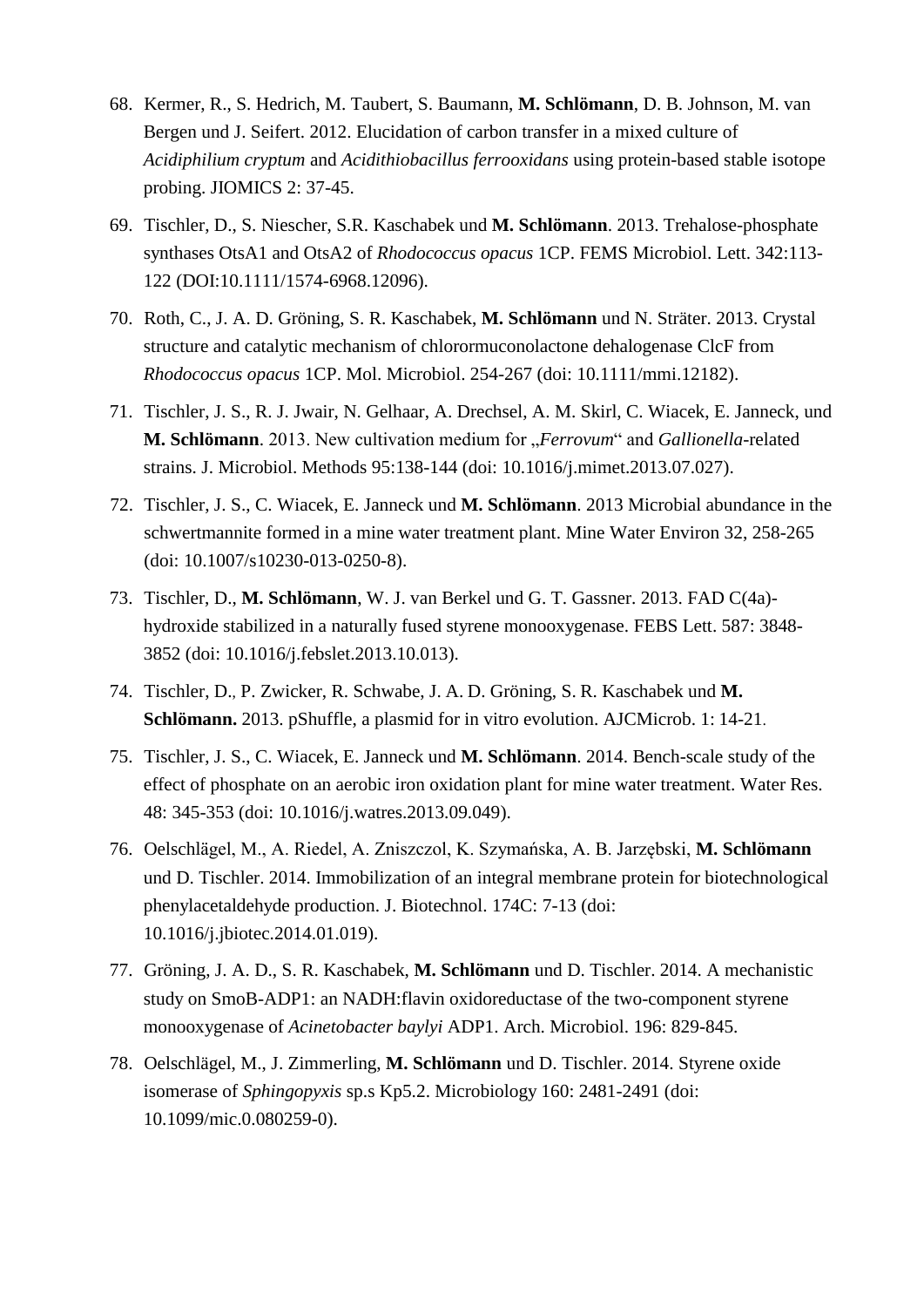68. Kermer, R., S. Hedrich, M. Taubert, S. Baumann, **M. Schlömann**, D. B. Johnson, M. van Bergen und J. Seifert. 2012. Elucidation of carbon transfer in a mixed culture of *Acidiphilium cryptum* and *Acidithiobacillus ferrooxidans* using protein-based stable isotope probing. JIOMICS 2: 37-45.

69. Tischler, D., S. Niescher, S.R. Kaschabek und **M. Schlömann**. 2013. Trehalose-phosphate synthases OtsA1 and OtsA2 of *Rhodococcus opacus* 1CP. FEMS Microbiol. Lett. 342:113-122 (DOI:10.1111/1574-6968.12096).

70. Roth, C., J. A. D. Gröning, S. R. Kaschabek, **M. Schlömann** und N. Sträter. 2013. Crystal structure and catalytic mechanism of chlorormuconolactone dehalogenase ClcF from *Rhodococcus opacus* 1CP. Mol. Microbiol. 254-267 (doi: 10.1111/mmi.12182).

71. Tischler, J. S., R. J. Jwair, N. Gelhaar, A. Drechsel, A. M. Skirl, C. Wiacek, E. Janneck, und **M. Schlömann**. 2013. New cultivation medium for „*Ferrovum*" and *Gallionella*-related strains. J. Microbiol. Methods 95:138-144 (doi: 10.1016/j.mimet.2013.07.027).

72. Tischler, J. S., C. Wiacek, E. Janneck und **M. Schlömann**. 2013 Microbial abundance in the schwertmannite formed in a mine water treatment plant. Mine Water Environ 32, 258-265 (doi: 10.1007/s10230-013-0250-8).

73. Tischler, D., **M. Schlömann**, W. J. van Berkel und G. T. Gassner. 2013. FAD C(4a)-hydroxide stabilized in a naturally fused styrene monooxygenase. FEBS Lett. 587: 3848-3852 (doi: 10.1016/j.febslet.2013.10.013).

74. Tischler, D., P. Zwicker, R. Schwabe, J. A. D. Gröning, S. R. Kaschabek und **M. Schlömann.** 2013. pShuffle, a plasmid for in vitro evolution. AJCMicrob. 1: 14-21.

75. Tischler, J. S., C. Wiacek, E. Janneck und **M. Schlömann**. 2014. Bench-scale study of the effect of phosphate on an aerobic iron oxidation plant for mine water treatment. Water Res. 48: 345-353 (doi: 10.1016/j.watres.2013.09.049).

76. Oelschlägel, M., A. Riedel, A. Zniszczol, K. Szymańska, A. B. Jarzębski, **M. Schlömann** und D. Tischler. 2014. Immobilization of an integral membrane protein for biotechnological phenylacetaldehyde production. J. Biotechnol. 174C: 7-13 (doi: 10.1016/j.jbiotec.2014.01.019).

77. Gröning, J. A. D., S. R. Kaschabek, **M. Schlömann** und D. Tischler. 2014. A mechanistic study on SmoB-ADP1: an NADH:flavin oxidoreductase of the two-component styrene monooxygenase of *Acinetobacter baylyi* ADP1. Arch. Microbiol. 196: 829-845.

78. Oelschlägel, M., J. Zimmerling, **M. Schlömann** und D. Tischler. 2014. Styrene oxide isomerase of *Sphingopyxis* sp.s Kp5.2. Microbiology 160: 2481-2491 (doi: 10.1099/mic.0.080259-0).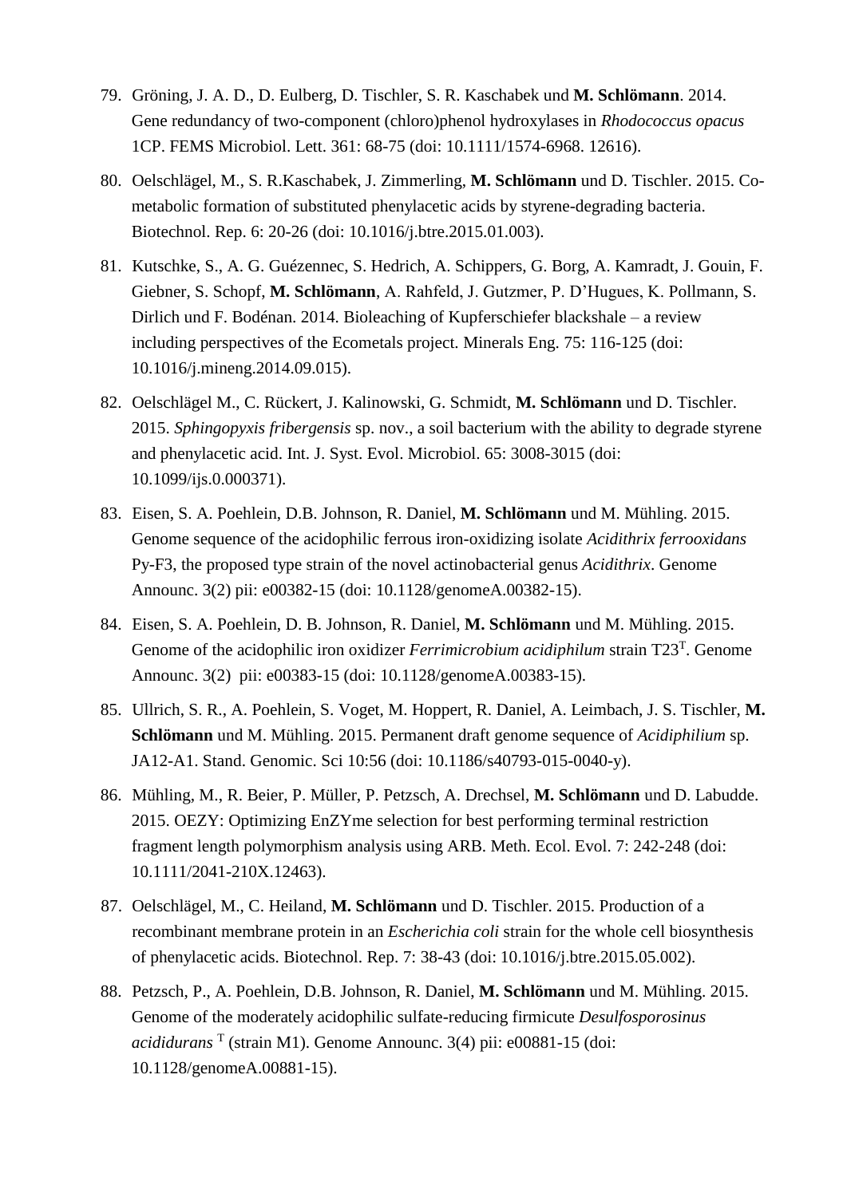79. Gröning, J. A. D., D. Eulberg, D. Tischler, S. R. Kaschabek und **M. Schlömann**. 2014. Gene redundancy of two-component (chloro)phenol hydroxylases in *Rhodococcus opacus* 1CP. FEMS Microbiol. Lett. 361: 68-75 (doi: 10.1111/1574-6968. 12616).

80. Oelschlägel, M., S. R.Kaschabek, J. Zimmerling, **M. Schlömann** und D. Tischler. 2015. Co-metabolic formation of substituted phenylacetic acids by styrene-degrading bacteria. Biotechnol. Rep. 6: 20-26 (doi: 10.1016/j.btre.2015.01.003).

81. Kutschke, S., A. G. Guézennec, S. Hedrich, A. Schippers, G. Borg, A. Kamradt, J. Gouin, F. Giebner, S. Schopf, **M. Schlömann**, A. Rahfeld, J. Gutzmer, P. D'Hugues, K. Pollmann, S. Dirlich und F. Bodénan. 2014. Bioleaching of Kupferschiefer blackshale – a review including perspectives of the Ecometals project. Minerals Eng. 75: 116-125 (doi: 10.1016/j.mineng.2014.09.015).

82. Oelschlägel M., C. Rückert, J. Kalinowski, G. Schmidt, **M. Schlömann** und D. Tischler. 2015. *Sphingopyxis fribergensis* sp. nov., a soil bacterium with the ability to degrade styrene and phenylacetic acid. Int. J. Syst. Evol. Microbiol. 65: 3008-3015 (doi: 10.1099/ijs.0.000371).

83. Eisen, S. A. Poehlein, D.B. Johnson, R. Daniel, **M. Schlömann** und M. Mühling. 2015. Genome sequence of the acidophilic ferrous iron-oxidizing isolate *Acidithrix ferrooxidans* Py-F3, the proposed type strain of the novel actinobacterial genus *Acidithrix*. Genome Announc. 3(2) pii: e00382-15 (doi: 10.1128/genomeA.00382-15).

84. Eisen, S. A. Poehlein, D. B. Johnson, R. Daniel, **M. Schlömann** und M. Mühling. 2015. Genome of the acidophilic iron oxidizer *Ferrimicrobium acidiphilum* strain $T23^T$. Genome Announc. 3(2) pii: e00383-15 (doi: 10.1128/genomeA.00383-15).

85. Ullrich, S. R., A. Poehlein, S. Voget, M. Hoppert, R. Daniel, A. Leimbach, J. S. Tischler, **M. Schlömann** und M. Mühling. 2015. Permanent draft genome sequence of *Acidiphilium* sp. JA12-A1. Stand. Genomic. Sci 10:56 (doi: 10.1186/s40793-015-0040-y).

86. Mühling, M., R. Beier, P. Müller, P. Petzsch, A. Drechsel, **M. Schlömann** und D. Labudde. 2015. OEZY: Optimizing EnZYme selection for best performing terminal restriction fragment length polymorphism analysis using ARB. Meth. Ecol. Evol. 7: 242-248 (doi: 10.1111/2041-210X.12463).

87. Oelschlägel, M., C. Heiland, **M. Schlömann** und D. Tischler. 2015. Production of a recombinant membrane protein in an *Escherichia coli* strain for the whole cell biosynthesis of phenylacetic acids. Biotechnol. Rep. 7: 38-43 (doi: 10.1016/j.btre.2015.05.002).

88. Petzsch, P., A. Poehlein, D.B. Johnson, R. Daniel, **M. Schlömann** und M. Mühling. 2015. Genome of the moderately acidophilic sulfate-reducing firmicute *Desulfosporosinus acididurans* $^T$ (strain M1). Genome Announc. 3(4) pii: e00881-15 (doi: 10.1128/genomeA.00881-15).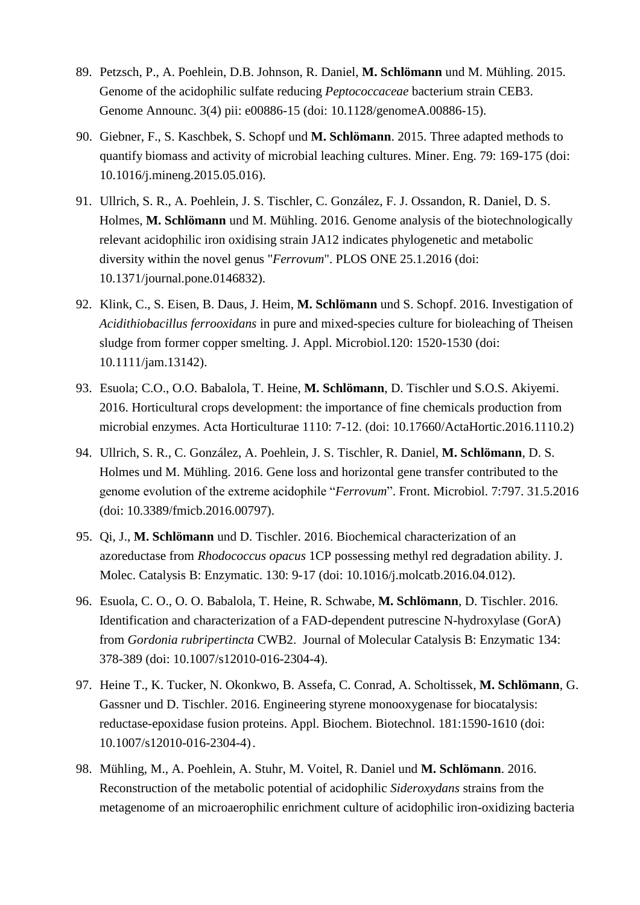89. Petzsch, P., A. Poehlein, D.B. Johnson, R. Daniel, **M. Schlömann** und M. Mühling. 2015. Genome of the acidophilic sulfate reducing *Peptococcaceae* bacterium strain CEB3. Genome Announc. 3(4) pii: e00886-15 (doi: 10.1128/genomeA.00886-15).

90. Giebner, F., S. Kaschbek, S. Schopf und **M. Schlömann**. 2015. Three adapted methods to quantify biomass and activity of microbial leaching cultures. Miner. Eng. 79: 169-175 (doi: 10.1016/j.mineng.2015.05.016).

91. Ullrich, S. R., A. Poehlein, J. S. Tischler, C. González, F. J. Ossandon, R. Daniel, D. S. Holmes, **M. Schlömann** und M. Mühling. 2016. Genome analysis of the biotechnologically relevant acidophilic iron oxidising strain JA12 indicates phylogenetic and metabolic diversity within the novel genus "*Ferrovum*". PLOS ONE 25.1.2016 (doi: 10.1371/journal.pone.0146832).

92. Klink, C., S. Eisen, B. Daus, J. Heim, **M. Schlömann** und S. Schopf. 2016. Investigation of *Acidithiobacillus ferrooxidans* in pure and mixed-species culture for bioleaching of Theisen sludge from former copper smelting. J. Appl. Microbiol.120: 1520-1530 (doi: 10.1111/jam.13142).

93. Esuola; C.O., O.O. Babalola, T. Heine, **M. Schlömann**, D. Tischler und S.O.S. Akiyemi. 2016. Horticultural crops development: the importance of fine chemicals production from microbial enzymes. Acta Horticulturae 1110: 7-12. (doi: 10.17660/ActaHortic.2016.1110.2)

94. Ullrich, S. R., C. González, A. Poehlein, J. S. Tischler, R. Daniel, **M. Schlömann**, D. S. Holmes und M. Mühling. 2016. Gene loss and horizontal gene transfer contributed to the genome evolution of the extreme acidophile "*Ferrovum*". Front. Microbiol. 7:797. 31.5.2016 (doi: 10.3389/fmicb.2016.00797).

95. Qi, J., **M. Schlömann** und D. Tischler. 2016. Biochemical characterization of an azoreductase from *Rhodococcus opacus* 1CP possessing methyl red degradation ability. J. Molec. Catalysis B: Enzymatic. 130: 9-17 (doi: 10.1016/j.molcatb.2016.04.012).

96. Esuola, C. O., O. O. Babalola, T. Heine, R. Schwabe, **M. Schlömann**, D. Tischler. 2016. Identification and characterization of a FAD-dependent putrescine N-hydroxylase (GorA) from *Gordonia rubripertincta* CWB2. Journal of Molecular Catalysis B: Enzymatic 134: 378-389 (doi: 10.1007/s12010-016-2304-4).

97. Heine T., K. Tucker, N. Okonkwo, B. Assefa, C. Conrad, A. Scholtissek, **M. Schlömann**, G. Gassner und D. Tischler. 2016. Engineering styrene monooxygenase for biocatalysis: reductase-epoxidase fusion proteins. Appl. Biochem. Biotechnol. 181:1590-1610 (doi: 10.1007/s12010-016-2304-4).

98. Mühling, M., A. Poehlein, A. Stuhr, M. Voitel, R. Daniel und **M. Schlömann**. 2016. Reconstruction of the metabolic potential of acidophilic *Sideroxydans* strains from the metagenome of an microaerophilic enrichment culture of acidophilic iron-oxidizing bacteria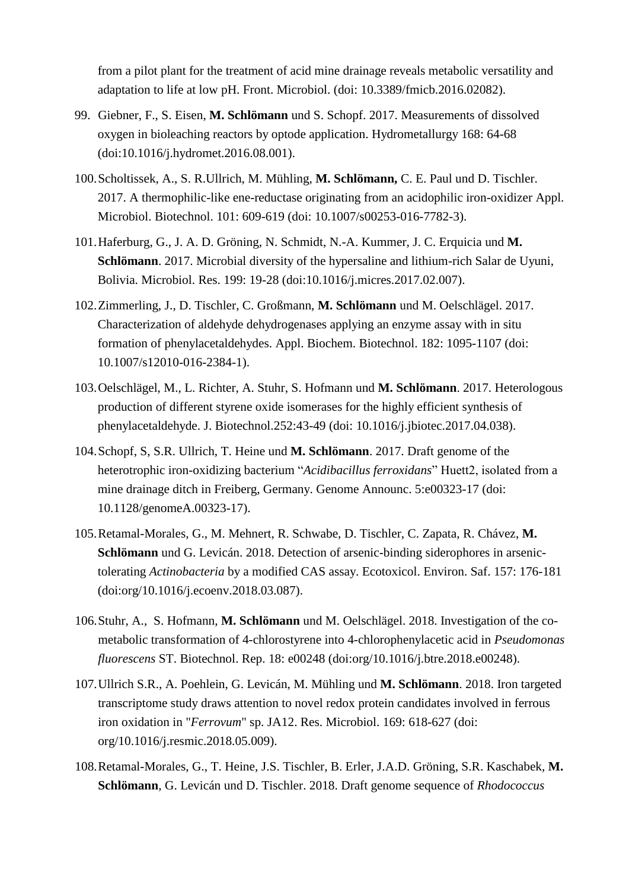from a pilot plant for the treatment of acid mine drainage reveals metabolic versatility and adaptation to life at low pH. Front. Microbiol. (doi: 10.3389/fmicb.2016.02082).

99. Giebner, F., S. Eisen, **M. Schlömann** und S. Schopf. 2017. Measurements of dissolved oxygen in bioleaching reactors by optode application. Hydrometallurgy 168: 64-68 (doi:10.1016/j.hydromet.2016.08.001).

100. Scholtissek, A., S. R.Ullrich, M. Mühling, **M. Schlömann,** C. E. Paul und D. Tischler. 2017. A thermophilic-like ene-reductase originating from an acidophilic iron-oxidizer Appl. Microbiol. Biotechnol. 101: 609-619 (doi: 10.1007/s00253-016-7782-3).

101. Haferburg, G., J. A. D. Gröning, N. Schmidt, N.-A. Kummer, J. C. Erquicia und **M. Schlömann**. 2017. Microbial diversity of the hypersaline and lithium-rich Salar de Uyuni, Bolivia. Microbiol. Res. 199: 19-28 (doi:10.1016/j.micres.2017.02.007).

102. Zimmerling, J., D. Tischler, C. Großmann, **M. Schlömann** und M. Oelschlägel. 2017. Characterization of aldehyde dehydrogenases applying an enzyme assay with in situ formation of phenylacetaldehydes. Appl. Biochem. Biotechnol. 182: 1095-1107 (doi: 10.1007/s12010-016-2384-1).

103. Oelschlägel, M., L. Richter, A. Stuhr, S. Hofmann und **M. Schlömann**. 2017. Heterologous production of different styrene oxide isomerases for the highly efficient synthesis of phenylacetaldehyde. J. Biotechnol.252:43-49 (doi: 10.1016/j.jbiotec.2017.04.038).

104. Schopf, S, S.R. Ullrich, T. Heine und **M. Schlömann**. 2017. Draft genome of the heterotrophic iron-oxidizing bacterium "*Acidibacillus ferroxidans*" Huett2, isolated from a mine drainage ditch in Freiberg, Germany. Genome Announc. 5:e00323-17 (doi: 10.1128/genomeA.00323-17).

105. Retamal-Morales, G., M. Mehnert, R. Schwabe, D. Tischler, C. Zapata, R. Chávez, **M. Schlömann** und G. Levicán. 2018. Detection of arsenic-binding siderophores in arsenic-tolerating *Actinobacteria* by a modified CAS assay. Ecotoxicol. Environ. Saf. 157: 176-181 (doi:org/10.1016/j.ecoenv.2018.03.087).

106. Stuhr, A., S. Hofmann, **M. Schlömann** und M. Oelschlägel. 2018. Investigation of the co-metabolic transformation of 4-chlorostyrene into 4-chlorophenylacetic acid in *Pseudomonas fluorescens* ST. Biotechnol. Rep. 18: e00248 (doi:org/10.1016/j.btre.2018.e00248).

107. Ullrich S.R., A. Poehlein, G. Levicán, M. Mühling und **M. Schlömann**. 2018. Iron targeted transcriptome study draws attention to novel redox protein candidates involved in ferrous iron oxidation in "*Ferrovum*" sp. JA12. Res. Microbiol. 169: 618-627 (doi: org/10.1016/j.resmic.2018.05.009).

108. Retamal-Morales, G., T. Heine, J.S. Tischler, B. Erler, J.A.D. Gröning, S.R. Kaschabek, **M. Schlömann**, G. Levicán und D. Tischler. 2018. Draft genome sequence of *Rhodococcus*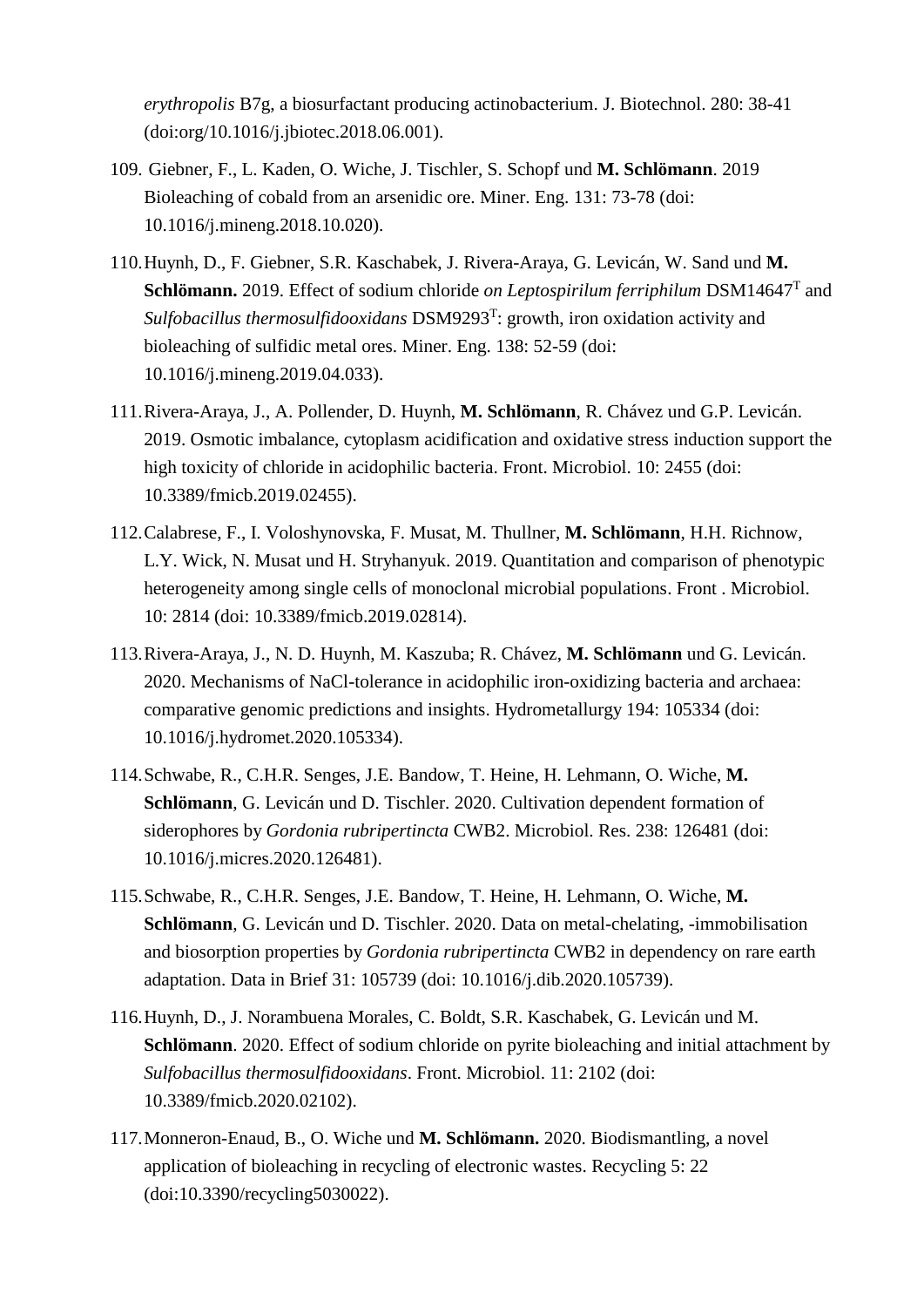*erythropolis* B7g, a biosurfactant producing actinobacterium. J. Biotechnol. 280: 38-41 (doi:org/10.1016/j.jbiotec.2018.06.001).

109. Giebner, F., L. Kaden, O. Wiche, J. Tischler, S. Schopf und **M. Schlömann**. 2019 Bioleaching of cobald from an arsenidic ore. Miner. Eng. 131: 73-78 (doi: 10.1016/j.mineng.2018.10.020).

110. Huynh, D., F. Giebner, S.R. Kaschabek, J. Rivera-Araya, G. Levicán, W. Sand und **M. Schlömann.** 2019. Effect of sodium chloride *on Leptospirilum ferriphilum* DSM14647$^T$ and *Sulfobacillus thermosulfidooxidans* DSM9293$^T$: growth, iron oxidation activity and bioleaching of sulfidic metal ores. Miner. Eng. 138: 52-59 (doi: 10.1016/j.mineng.2019.04.033).

111. Rivera-Araya, J., A. Pollender, D. Huynh, **M. Schlömann**, R. Chávez und G.P. Levicán. 2019. Osmotic imbalance, cytoplasm acidification and oxidative stress induction support the high toxicity of chloride in acidophilic bacteria. Front. Microbiol. 10: 2455 (doi: 10.3389/fmicb.2019.02455).

112. Calabrese, F., I. Voloshynovska, F. Musat, M. Thullner, **M. Schlömann**, H.H. Richnow, L.Y. Wick, N. Musat und H. Stryhanyuk. 2019. Quantitation and comparison of phenotypic heterogeneity among single cells of monoclonal microbial populations. Front . Microbiol. 10: 2814 (doi: 10.3389/fmicb.2019.02814).

113. Rivera-Araya, J., N. D. Huynh, M. Kaszuba; R. Chávez, **M. Schlömann** und G. Levicán. 2020. Mechanisms of NaCl-tolerance in acidophilic iron-oxidizing bacteria and archaea: comparative genomic predictions and insights. Hydrometallurgy 194: 105334 (doi: 10.1016/j.hydromet.2020.105334).

114. Schwabe, R., C.H.R. Senges, J.E. Bandow, T. Heine, H. Lehmann, O. Wiche, **M. Schlömann**, G. Levicán und D. Tischler. 2020. Cultivation dependent formation of siderophores by *Gordonia rubripertincta* CWB2. Microbiol. Res. 238: 126481 (doi: 10.1016/j.micres.2020.126481).

115. Schwabe, R., C.H.R. Senges, J.E. Bandow, T. Heine, H. Lehmann, O. Wiche, **M. Schlömann**, G. Levicán und D. Tischler. 2020. Data on metal-chelating, -immobilisation and biosorption properties by *Gordonia rubripertincta* CWB2 in dependency on rare earth adaptation. Data in Brief 31: 105739 (doi: 10.1016/j.dib.2020.105739).

116. Huynh, D., J. Norambuena Morales, C. Boldt, S.R. Kaschabek, G. Levicán und M. **Schlömann**. 2020. Effect of sodium chloride on pyrite bioleaching and initial attachment by *Sulfobacillus thermosulfidooxidans*. Front. Microbiol. 11: 2102 (doi: 10.3389/fmicb.2020.02102).

117. Monneron-Enaud, B., O. Wiche und **M. Schlömann.** 2020. Biodismantling, a novel application of bioleaching in recycling of electronic wastes. Recycling 5: 22 (doi:10.3390/recycling5030022).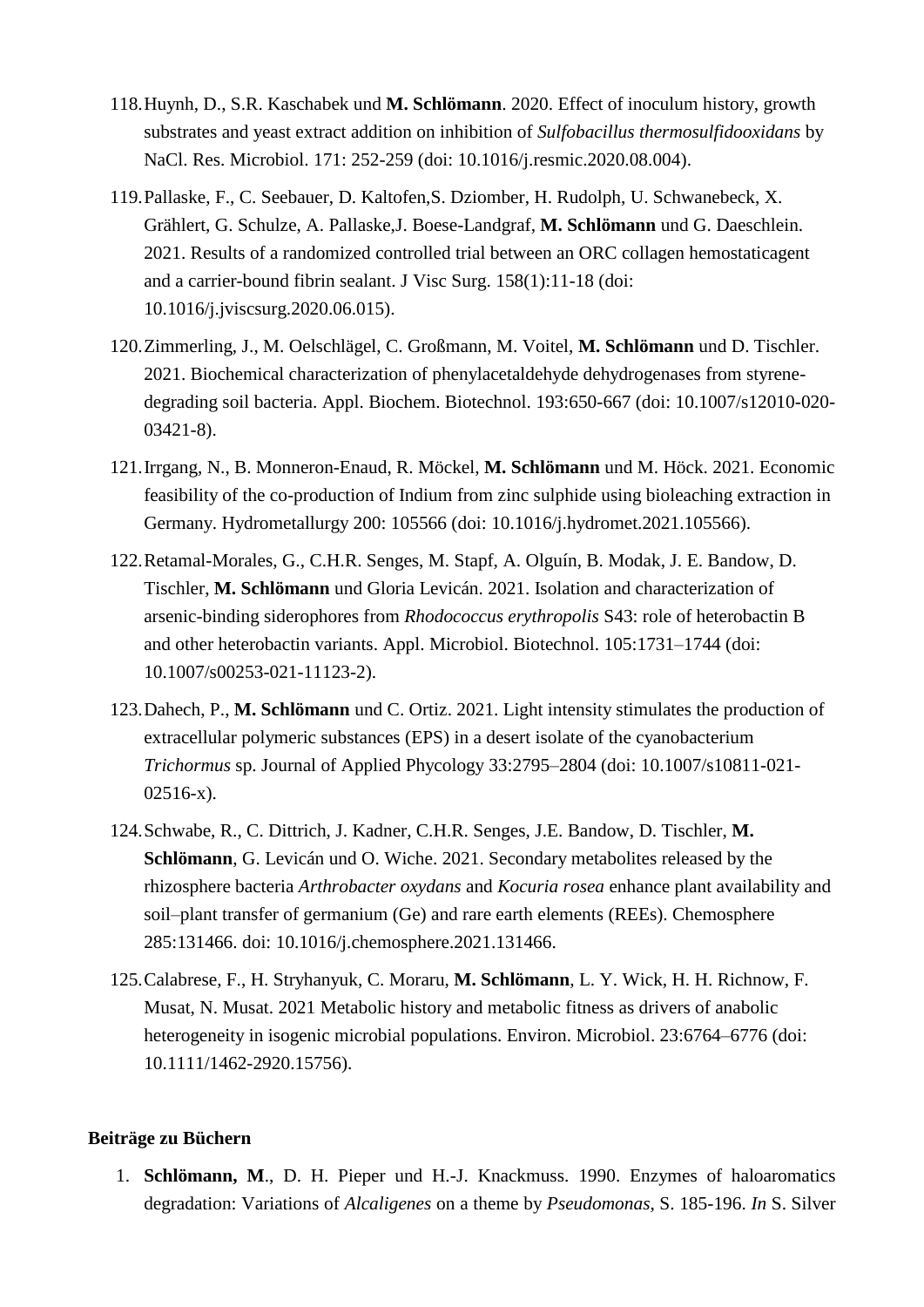118. Huynh, D., S.R. Kaschabek und **M. Schlömann**. 2020. Effect of inoculum history, growth substrates and yeast extract addition on inhibition of *Sulfobacillus thermosulfidooxidans* by NaCl. Res. Microbiol. 171: 252-259 (doi: 10.1016/j.resmic.2020.08.004).

119. Pallaske, F., C. Seebauer, D. Kaltofen,S. Dziomber, H. Rudolph, U. Schwanebeck, X. Grählert, G. Schulze, A. Pallaske,J. Boese-Landgraf, **M. Schlömann** und G. Daeschlein. 2021. Results of a randomized controlled trial between an ORC collagen hemostaticagent and a carrier-bound fibrin sealant. J Visc Surg. 158(1):11-18 (doi: 10.1016/j.jviscsurg.2020.06.015).

120. Zimmerling, J., M. Oelschlägel, C. Großmann, M. Voitel, **M. Schlömann** und D. Tischler. 2021. Biochemical characterization of phenylacetaldehyde dehydrogenases from styrene-degrading soil bacteria. Appl. Biochem. Biotechnol. 193:650-667 (doi: 10.1007/s12010-020-03421-8).

121. Irrgang, N., B. Monneron-Enaud, R. Möckel, **M. Schlömann** und M. Höck. 2021. Economic feasibility of the co-production of Indium from zinc sulphide using bioleaching extraction in Germany. Hydrometallurgy 200: 105566 (doi: 10.1016/j.hydromet.2021.105566).

122. Retamal-Morales, G., C.H.R. Senges, M. Stapf, A. Olguín, B. Modak, J. E. Bandow, D. Tischler, **M. Schlömann** und Gloria Levicán. 2021. Isolation and characterization of arsenic-binding siderophores from *Rhodococcus erythropolis* S43: role of heterobactin B and other heterobactin variants. Appl. Microbiol. Biotechnol. 105:1731–1744 (doi: 10.1007/s00253-021-11123-2).

123. Dahech, P., **M. Schlömann** und C. Ortiz. 2021. Light intensity stimulates the production of extracellular polymeric substances (EPS) in a desert isolate of the cyanobacterium *Trichormus* sp. Journal of Applied Phycology 33:2795–2804 (doi: 10.1007/s10811-021-02516-x).

124. Schwabe, R., C. Dittrich, J. Kadner, C.H.R. Senges, J.E. Bandow, D. Tischler, **M. Schlömann**, G. Levicán und O. Wiche. 2021. Secondary metabolites released by the rhizosphere bacteria *Arthrobacter oxydans* and *Kocuria rosea* enhance plant availability and soil–plant transfer of germanium (Ge) and rare earth elements (REEs). Chemosphere 285:131466. doi: 10.1016/j.chemosphere.2021.131466.

125. Calabrese, F., H. Stryhanyuk, C. Moraru, **M. Schlömann**, L. Y. Wick, H. H. Richnow, F. Musat, N. Musat. 2021 Metabolic history and metabolic fitness as drivers of anabolic heterogeneity in isogenic microbial populations. Environ. Microbiol. 23:6764–6776 (doi: 10.1111/1462-2920.15756).

**Beiträge zu Büchern**

1. **Schlömann, M**., D. H. Pieper und H.-J. Knackmuss. 1990. Enzymes of haloaromatics degradation: Variations of *Alcaligenes* on a theme by *Pseudomonas*, S. 185-196. *In* S. Silver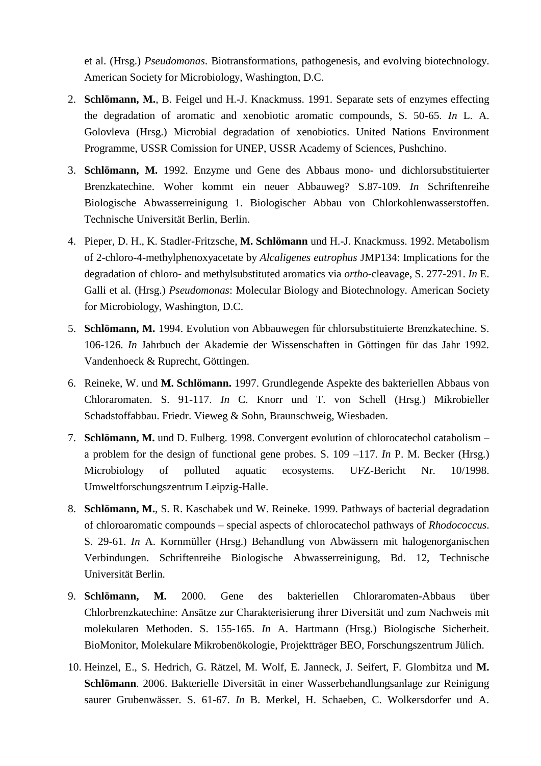et al. (Hrsg.) *Pseudomonas*. Biotransformations, pathogenesis, and evolving biotechnology. American Society for Microbiology, Washington, D.C.

2. **Schlömann, M.**, B. Feigel und H.-J. Knackmuss. 1991. Separate sets of enzymes effecting the degradation of aromatic and xenobiotic aromatic compounds, S. 50-65. *In* L. A. Golovleva (Hrsg.) Microbial degradation of xenobiotics. United Nations Environment Programme, USSR Comission for UNEP, USSR Academy of Sciences, Pushchino.

3. **Schlömann, M.** 1992. Enzyme und Gene des Abbaus mono- und dichlorsubstituierter Brenzkatechine. Woher kommt ein neuer Abbauweg? S.87-109. *In* Schriftenreihe Biologische Abwasserreinigung 1. Biologischer Abbau von Chlorkohlenwasserstoffen. Technische Universität Berlin, Berlin.

4. Pieper, D. H., K. Stadler-Fritzsche, **M. Schlömann** und H.-J. Knackmuss. 1992. Metabolism of 2-chloro-4-methylphenoxyacetate by *Alcaligenes eutrophus* JMP134: Implications for the degradation of chloro- and methylsubstituted aromatics via *ortho*-cleavage, S. 277-291. *In* E. Galli et al. (Hrsg.) *Pseudomonas*: Molecular Biology and Biotechnology. American Society for Microbiology, Washington, D.C.

5. **Schlömann, M.** 1994. Evolution von Abbauwegen für chlorsubstituierte Brenzkatechine. S. 106-126. *In* Jahrbuch der Akademie der Wissenschaften in Göttingen für das Jahr 1992. Vandenhoeck & Ruprecht, Göttingen.

6. Reineke, W. und **M. Schlömann.** 1997. Grundlegende Aspekte des bakteriellen Abbaus von Chloraromaten. S. 91-117. *In* C. Knorr und T. von Schell (Hrsg.) Mikrobieller Schadstoffabbau. Friedr. Vieweg & Sohn, Braunschweig, Wiesbaden.

7. **Schlömann, M.** und D. Eulberg. 1998. Convergent evolution of chlorocatechol catabolism – a problem for the design of functional gene probes. S. 109 –117. *In* P. M. Becker (Hrsg.) Microbiology of polluted aquatic ecosystems. UFZ-Bericht Nr. 10/1998. Umweltforschungszentrum Leipzig-Halle.

8. **Schlömann, M.**, S. R. Kaschabek und W. Reineke. 1999. Pathways of bacterial degradation of chloroaromatic compounds – special aspects of chlorocatechol pathways of *Rhodococcus*. S. 29-61. *In* A. Kornmüller (Hrsg.) Behandlung von Abwässern mit halogenorganischen Verbindungen. Schriftenreihe Biologische Abwasserreinigung, Bd. 12, Technische Universität Berlin.

9. **Schlömann, M.** 2000. Gene des bakteriellen Chloraromaten-Abbaus über Chlorbrenzkatechine: Ansätze zur Charakterisierung ihrer Diversität und zum Nachweis mit molekularen Methoden. S. 155-165. *In* A. Hartmann (Hrsg.) Biologische Sicherheit. BioMonitor, Molekulare Mikrobenökologie, Projektträger BEO, Forschungszentrum Jülich.

10. Heinzel, E., S. Hedrich, G. Rätzel, M. Wolf, E. Janneck, J. Seifert, F. Glombitza und **M. Schlömann**. 2006. Bakterielle Diversität in einer Wasserbehandlungsanlage zur Reinigung saurer Grubenwässer. S. 61-67. *In* B. Merkel, H. Schaeben, C. Wolkersdorfer und A.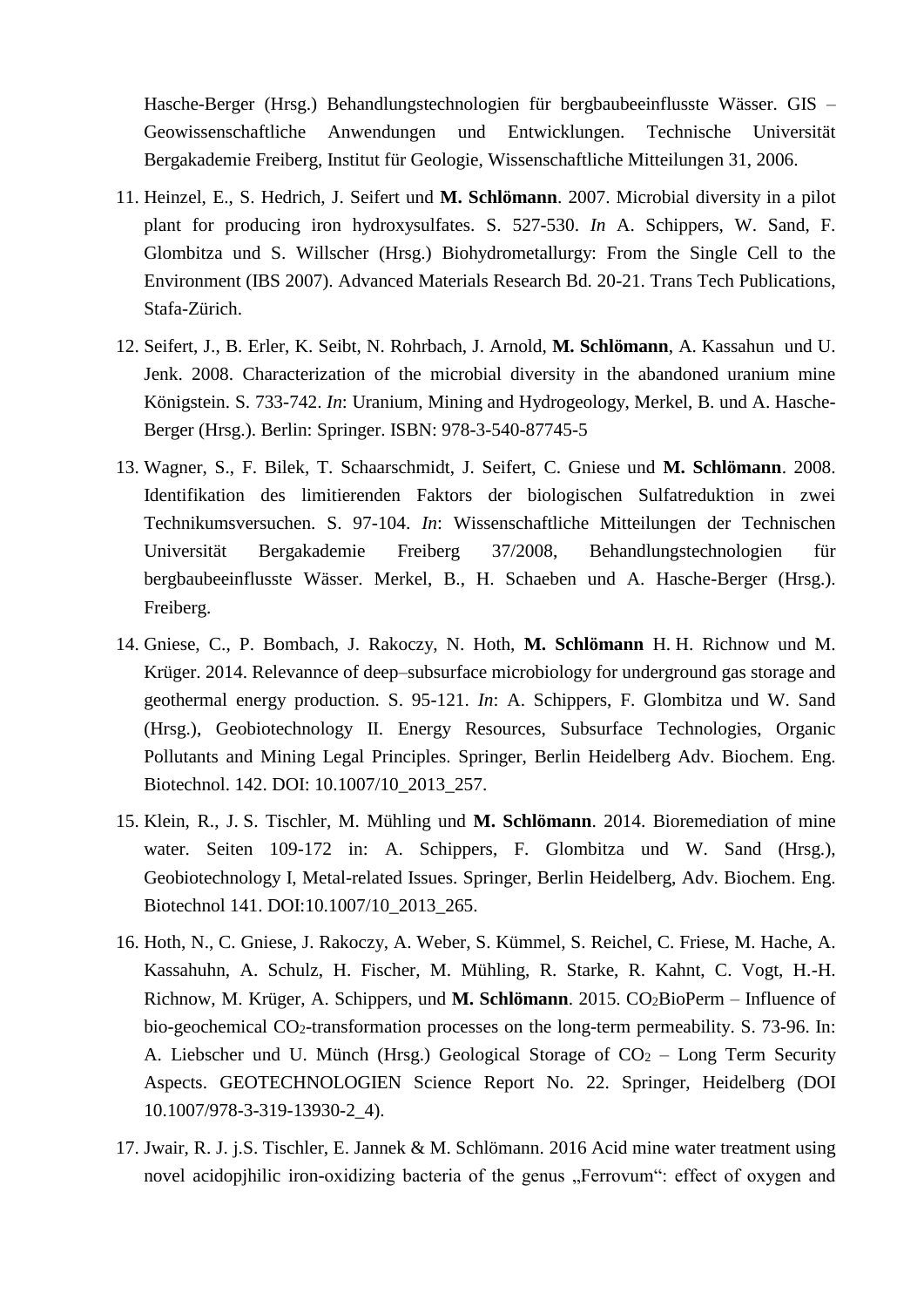Hasche-Berger (Hrsg.) Behandlungstechnologien für bergbaubeeinflusste Wässer. GIS – Geowissenschaftliche Anwendungen und Entwicklungen. Technische Universität Bergakademie Freiberg, Institut für Geologie, Wissenschaftliche Mitteilungen 31, 2006.

11. Heinzel, E., S. Hedrich, J. Seifert und **M. Schlömann**. 2007. Microbial diversity in a pilot plant for producing iron hydroxysulfates. S. 527-530. *In* A. Schippers, W. Sand, F. Glombitza und S. Willscher (Hrsg.) Biohydrometallurgy: From the Single Cell to the Environment (IBS 2007). Advanced Materials Research Bd. 20-21. Trans Tech Publications, Stafa-Zürich.
12. Seifert, J., B. Erler, K. Seibt, N. Rohrbach, J. Arnold, **M. Schlömann**, A. Kassahun und U. Jenk. 2008. Characterization of the microbial diversity in the abandoned uranium mine Königstein. S. 733-742. *In*: Uranium, Mining and Hydrogeology, Merkel, B. und A. Hasche-Berger (Hrsg.). Berlin: Springer. ISBN: 978-3-540-87745-5
13. Wagner, S., F. Bilek, T. Schaarschmidt, J. Seifert, C. Gniese und **M. Schlömann**. 2008. Identifikation des limitierenden Faktors der biologischen Sulfatreduktion in zwei Technikumsversuchen. S. 97-104. *In*: Wissenschaftliche Mitteilungen der Technischen Universität Bergakademie Freiberg 37/2008, Behandlungstechnologien für bergbaubeeinflusste Wässer. Merkel, B., H. Schaeben und A. Hasche-Berger (Hrsg.). Freiberg.
14. Gniese, C., P. Bombach, J. Rakoczy, N. Hoth, **M. Schlömann** H. H. Richnow und M. Krüger. 2014. Relevannce of deep–subsurface microbiology for underground gas storage and geothermal energy production. S. 95-121. *In*: A. Schippers, F. Glombitza und W. Sand (Hrsg.), Geobiotechnology II. Energy Resources, Subsurface Technologies, Organic Pollutants and Mining Legal Principles. Springer, Berlin Heidelberg Adv. Biochem. Eng. Biotechnol. 142. DOI: 10.1007/10_2013_257.
15. Klein, R., J. S. Tischler, M. Mühling und **M. Schlömann**. 2014. Bioremediation of mine water. Seiten 109-172 in: A. Schippers, F. Glombitza und W. Sand (Hrsg.), Geobiotechnology I, Metal-related Issues. Springer, Berlin Heidelberg, Adv. Biochem. Eng. Biotechnol 141. DOI:10.1007/10_2013_265.
16. Hoth, N., C. Gniese, J. Rakoczy, A. Weber, S. Kümmel, S. Reichel, C. Friese, M. Hache, A. Kassahuhn, A. Schulz, H. Fischer, M. Mühling, R. Starke, R. Kahnt, C. Vogt, H.-H. Richnow, M. Krüger, A. Schippers, und **M. Schlömann**. 2015. $CO_2$BioPerm – Influence of bio-geochemical $CO_2$-transformation processes on the long-term permeability. S. 73-96. In: A. Liebscher und U. Münch (Hrsg.) Geological Storage of $CO_2$ – Long Term Security Aspects. GEOTECHNOLOGIEN Science Report No. 22. Springer, Heidelberg (DOI 10.1007/978-3-319-13930-2_4).
17. Jwair, R. J. j.S. Tischler, E. Jannek & M. Schlömann. 2016 Acid mine water treatment using novel acidopjhilic iron-oxidizing bacteria of the genus „Ferrovum“: effect of oxygen and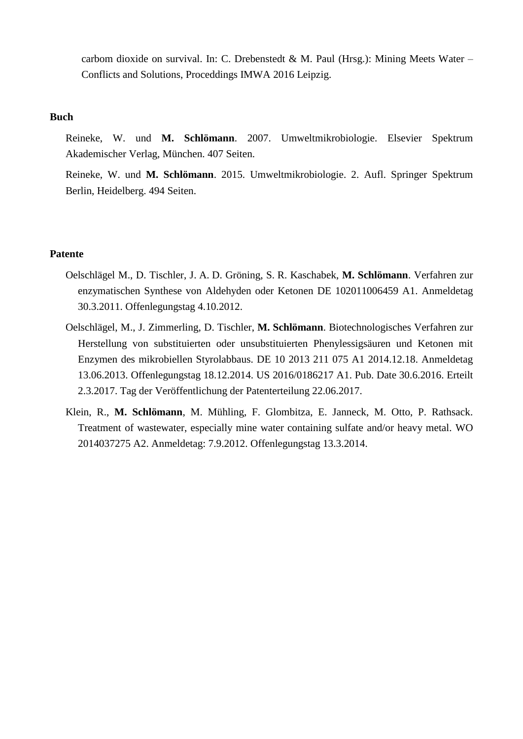carbom dioxide on survival. In: C. Drebenstedt & M. Paul (Hrsg.): Mining Meets Water – Conflicts and Solutions, Proceddings IMWA 2016 Leipzig.

**Buch**

Reineke, W. und **M. Schlömann**. 2007. Umweltmikrobiologie. Elsevier Spektrum Akademischer Verlag, München. 407 Seiten.

Reineke, W. und **M. Schlömann**. 2015. Umweltmikrobiologie. 2. Aufl. Springer Spektrum Berlin, Heidelberg. 494 Seiten.

**Patente**

Oelschlägel M., D. Tischler, J. A. D. Gröning, S. R. Kaschabek, **M. Schlömann**. Verfahren zur enzymatischen Synthese von Aldehyden oder Ketonen DE 102011006459 A1. Anmeldetag 30.3.2011. Offenlegungstag 4.10.2012.

Oelschlägel, M., J. Zimmerling, D. Tischler, **M. Schlömann**. Biotechnologisches Verfahren zur Herstellung von substituierten oder unsubstituierten Phenylessigsäuren und Ketonen mit Enzymen des mikrobiellen Styrolabbaus. DE 10 2013 211 075 A1 2014.12.18. Anmeldetag 13.06.2013. Offenlegungstag 18.12.2014. US 2016/0186217 A1. Pub. Date 30.6.2016. Erteilt 2.3.2017. Tag der Veröffentlichung der Patenterteilung 22.06.2017.

Klein, R., **M. Schlömann**, M. Mühling, F. Glombitza, E. Janneck, M. Otto, P. Rathsack. Treatment of wastewater, especially mine water containing sulfate and/or heavy metal. WO 2014037275 A2. Anmeldetag: 7.9.2012. Offenlegungstag 13.3.2014.